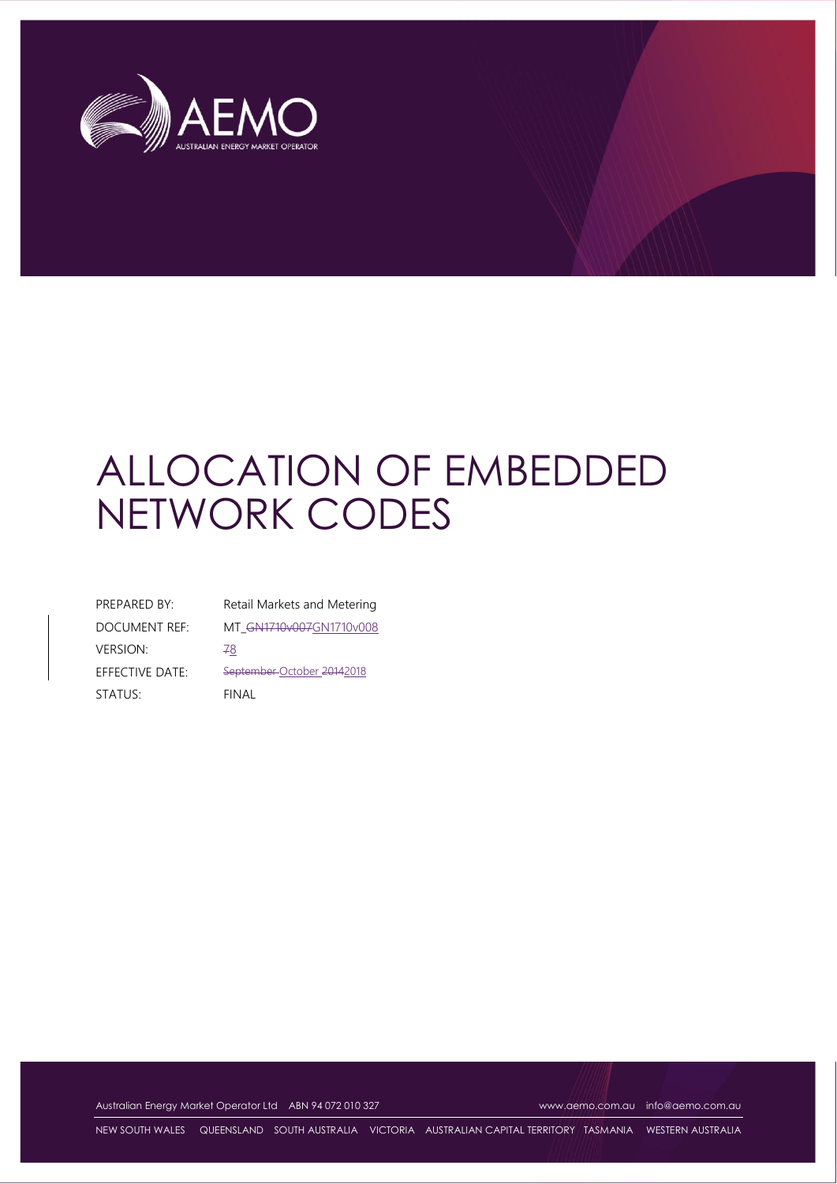AEMO

AUSTRALIAN ENERGY MARKET OPERATOR

# ALLOCATION OF EMBEDDED NETWORK CODES

| | |
|---|---|
| PREPARED BY: | Retail Markets and Metering |
| DOCUMENT REF: | MT_~~GN1710v007~~GN1710v008 |
| VERSION: | ~~7~~8 |
| EFFECTIVE DATE: | ~~September~~ October ~~2014~~2018 |
| STATUS: | FINAL |

Australian Energy Market Operator Ltd ABN 94 072 010 327 www.aemo.com.au info@aemo.com.au

NEW SOUTH WALES QUEENSLAND SOUTH AUSTRALIA VICTORIA AUSTRALIAN CAPITAL TERRITORY TASMANIA WESTERN AUSTRALIA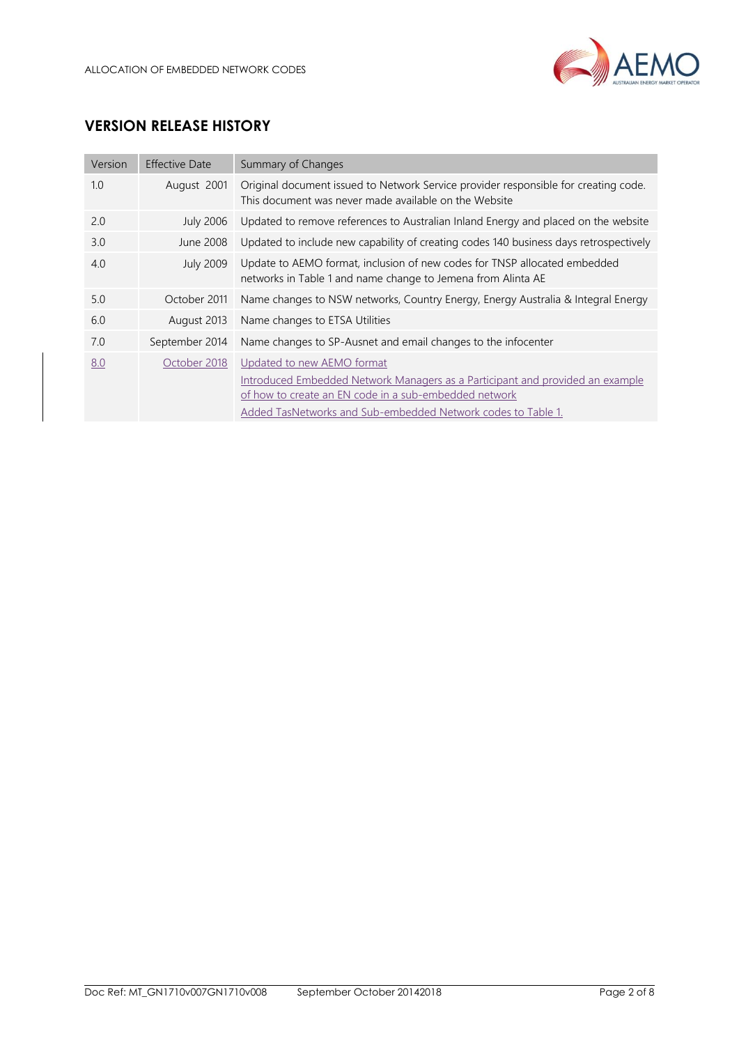## VERSION RELEASE HISTORY

| Version | Effective Date | Summary of Changes |
| --- | --- | --- |
| 1.0 | August 2001 | Original document issued to Network Service provider responsible for creating code. This document was never made available on the Website |
| 2.0 | July 2006 | Updated to remove references to Australian Inland Energy and placed on the website |
| 3.0 | June 2008 | Updated to include new capability of creating codes 140 business days retrospectively |
| 4.0 | July 2009 | Update to AEMO format, inclusion of new codes for TNSP allocated embedded networks in Table 1 and name change to Jemena from Alinta AE |
| 5.0 | October 2011 | Name changes to NSW networks, Country Energy, Energy Australia & Integral Energy |
| 6.0 | August 2013 | Name changes to ETSA Utilities |
| 7.0 | September 2014 | Name changes to SP-Ausnet and email changes to the infocenter |
| 8.0 | October 2018 | Updated to new AEMO format<br>Introduced Embedded Network Managers as a Participant and provided an example of how to create an EN code in a sub-embedded network<br>Added TasNetworks and Sub-embedded Network codes to Table 1. |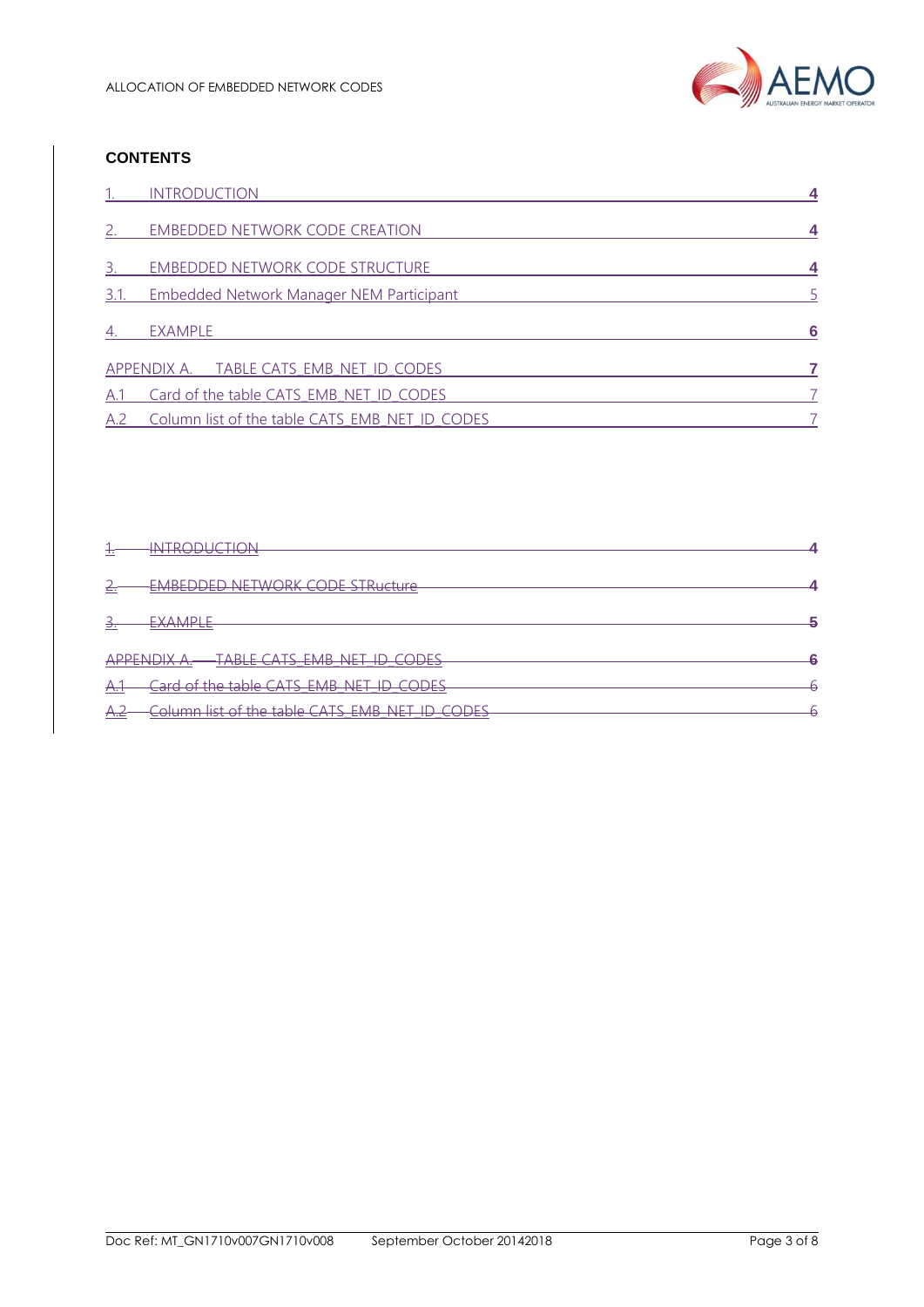## CONTENTS

| | | |
|---|---|---|
| 1. | INTRODUCTION | 4 |
| 2. | EMBEDDED NETWORK CODE CREATION | 4 |
| 3. | EMBEDDED NETWORK CODE STRUCTURE | 4 |
| 3.1. | Embedded Network Manager NEM Participant | 5 |
| 4. | EXAMPLE | 6 |
| APPENDIX A. | TABLE CATS_EMB_NET_ID_CODES | 7 |
| A.1 | Card of the table CATS_EMB_NET_ID_CODES | 7 |
| A.2 | Column list of the table CATS_EMB_NET_ID_CODES | 7 |

| | | |
|---|---|---|
| ~~1.~~ | ~~INTRODUCTION~~ | ~~4~~ |
| ~~2.~~ | ~~EMBEDDED NETWORK CODE STRucture~~ | ~~4~~ |
| ~~3.~~ | ~~EXAMPLE~~ | ~~5~~ |
| ~~APPENDIX A.~~ | ~~TABLE CATS_EMB_NET_ID_CODES~~ | ~~6~~ |
| ~~A.1~~ | ~~Card of the table CATS_EMB_NET_ID_CODES~~ | ~~6~~ |
| ~~A.2~~ | ~~Column list of the table CATS_EMB_NET_ID_CODES~~ | ~~6~~ |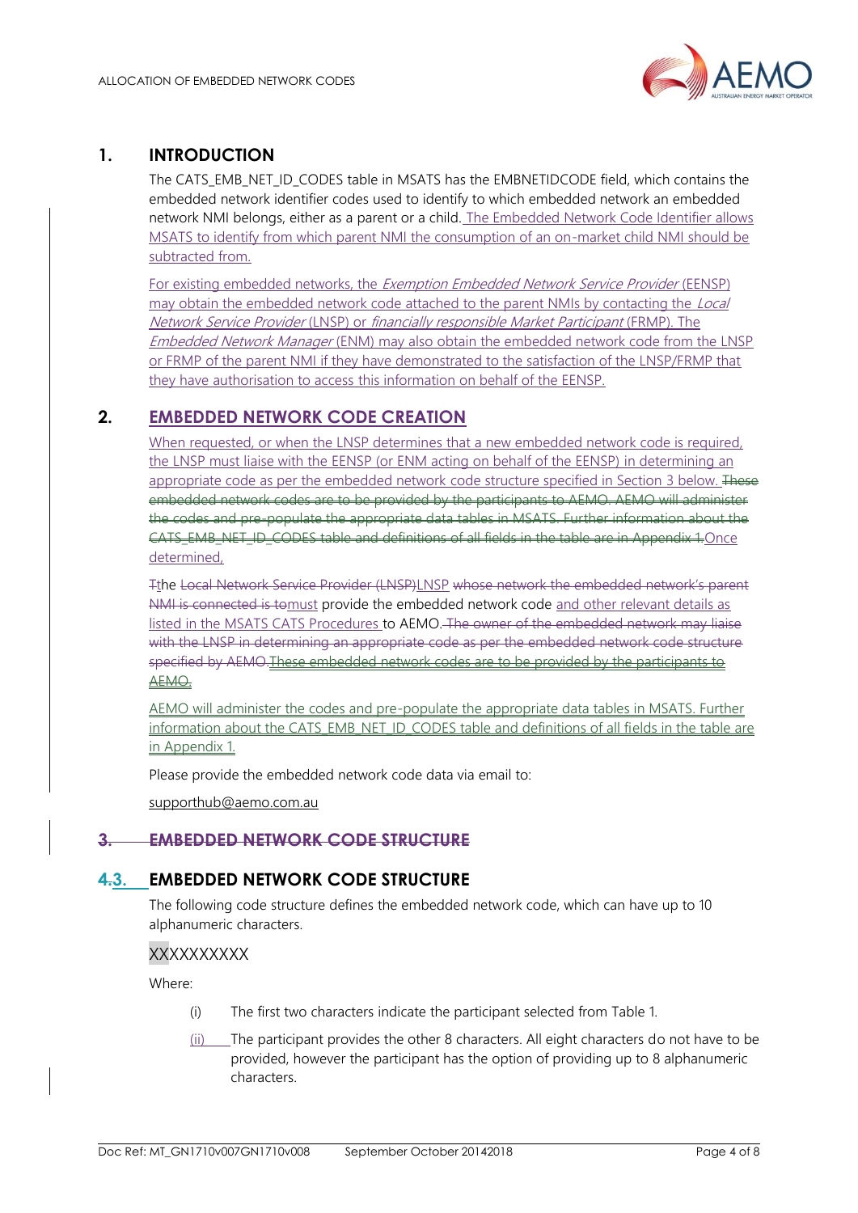## 1. INTRODUCTION

The CATS_EMB_NET_ID_CODES table in MSATS has the EMBNETIDCODE field, which contains the embedded network identifier codes used to identify to which embedded network an embedded network NMI belongs, either as a parent or a child. The Embedded Network Code Identifier allows MSATS to identify from which parent NMI the consumption of an on-market child NMI should be subtracted from.

For existing embedded networks, the *Exemption Embedded Network Service Provider* (EENSP) may obtain the embedded network code attached to the parent NMIs by contacting the *Local Network Service Provider* (LNSP) or *financially responsible Market Participant* (FRMP). The *Embedded Network Manager* (ENM) may also obtain the embedded network code from the LNSP or FRMP of the parent NMI if they have demonstrated to the satisfaction of the LNSP/FRMP that they have authorisation to access this information on behalf of the EENSP.

## 2. EMBEDDED NETWORK CODE CREATION

When requested, or when the LNSP determines that a new embedded network code is required, the LNSP must liaise with the EENSP (or ENM acting on behalf of the EENSP) in determining an appropriate code as per the embedded network code structure specified in Section 3 below. ~~These embedded network codes are to be provided by the participants to AEMO. AEMO will administer the codes and pre-populate the appropriate data tables in MSATS. Further information about the CATS_EMB_NET_ID_CODES table and definitions of all fields in the table are in Appendix 1.~~Once determined,

~~T~~the ~~Local Network Service Provider (LNSP)~~LNSP ~~whose network the embedded network's parent NMI is connected is to~~must provide the embedded network code and other relevant details as listed in the MSATS CATS Procedures to AEMO. ~~The owner of the embedded network may liaise with the LNSP in determining an appropriate code as per the embedded network code structure specified by AEMO.~~~~These embedded network codes are to be provided by the participants to AEMO.~~

AEMO will administer the codes and pre-populate the appropriate data tables in MSATS. Further information about the CATS_EMB_NET_ID_CODES table and definitions of all fields in the table are in Appendix 1.

Please provide the embedded network code data via email to:

supporthub@aemo.com.au

## ~~3. EMBEDDED NETWORK CODE STRUCTURE~~

## ~~4.~~3. EMBEDDED NETWORK CODE STRUCTURE

The following code structure defines the embedded network code, which can have up to 10 alphanumeric characters.

XXXXXXXXXX

Where:

(i) The first two characters indicate the participant selected from Table 1.

(ii) The participant provides the other 8 characters. All eight characters do not have to be provided, however the participant has the option of providing up to 8 alphanumeric characters.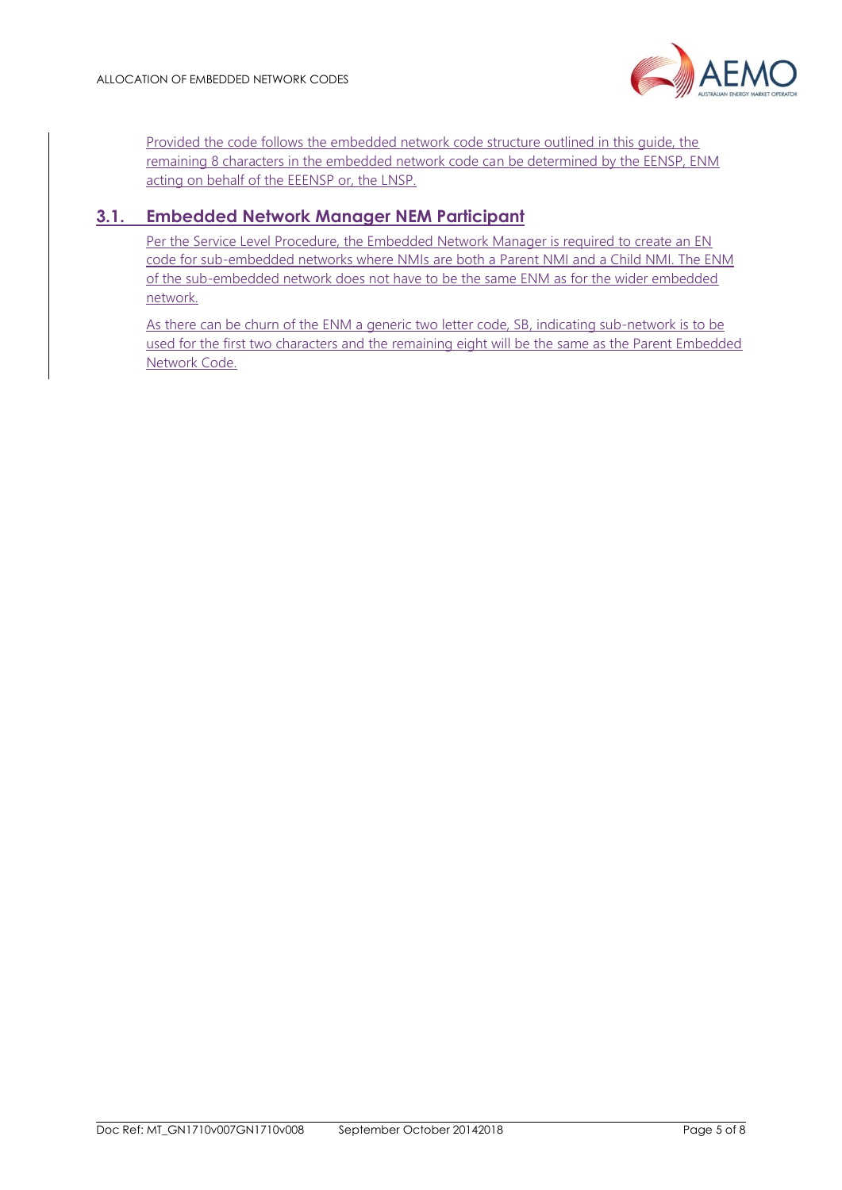Provided the code follows the embedded network code structure outlined in this guide, the remaining 8 characters in the embedded network code can be determined by the EENSP, ENM acting on behalf of the EEENSP or, the LNSP.

## 3.1. Embedded Network Manager NEM Participant

Per the Service Level Procedure, the Embedded Network Manager is required to create an EN code for sub-embedded networks where NMIs are both a Parent NMI and a Child NMI. The ENM of the sub-embedded network does not have to be the same ENM as for the wider embedded network.

As there can be churn of the ENM a generic two letter code, SB, indicating sub-network is to be used for the first two characters and the remaining eight will be the same as the Parent Embedded Network Code.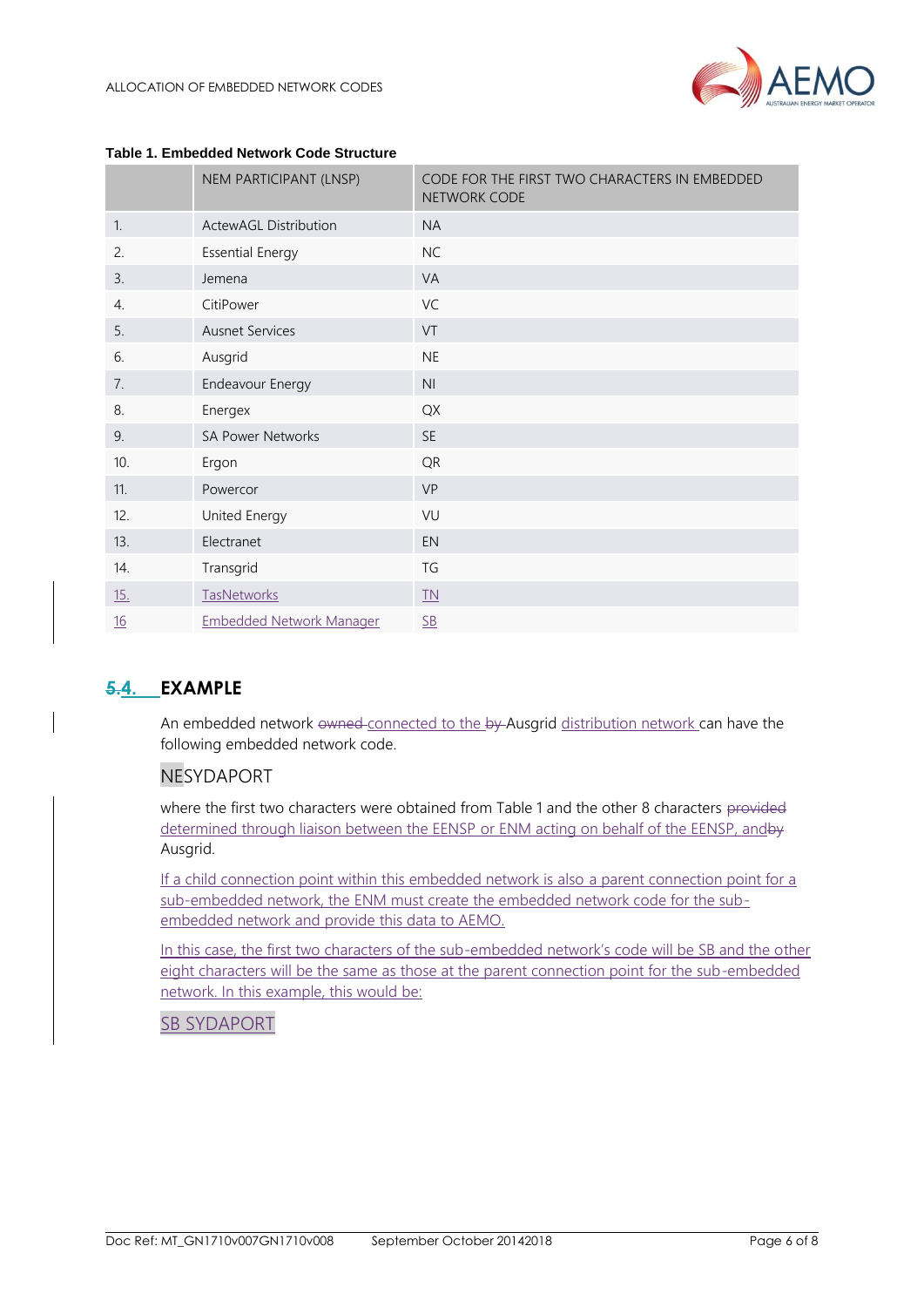**Table 1. Embedded Network Code Structure**

| | NEM PARTICIPANT (LNSP) | CODE FOR THE FIRST TWO CHARACTERS IN EMBEDDED NETWORK CODE |
|---|---|---|
| 1. | ActewAGL Distribution | NA |
| 2. | Essential Energy | NC |
| 3. | Jemena | VA |
| 4. | CitiPower | VC |
| 5. | Ausnet Services | VT |
| 6. | Ausgrid | NE |
| 7. | Endeavour Energy | NI |
| 8. | Energex | QX |
| 9. | SA Power Networks | SE |
| 10. | Ergon | QR |
| 11. | Powercor | VP |
| 12. | United Energy | VU |
| 13. | Electranet | EN |
| 14. | Transgrid | TG |
| 15. | TasNetworks | TN |
| 16 | Embedded Network Manager | SB |

## 5.4. EXAMPLE

An embedded network owned connected to the by Ausgrid distribution network can have the following embedded network code.

NESYDAPORT

where the first two characters were obtained from Table 1 and the other 8 characters provided determined through liaison between the EENSP or ENM acting on behalf of the EENSP, andby Ausgrid.

If a child connection point within this embedded network is also a parent connection point for a sub-embedded network, the ENM must create the embedded network code for the sub-embedded network and provide this data to AEMO.

In this case, the first two characters of the sub-embedded network's code will be SB and the other eight characters will be the same as those at the parent connection point for the sub-embedded network. In this example, this would be:

SB SYDAPORT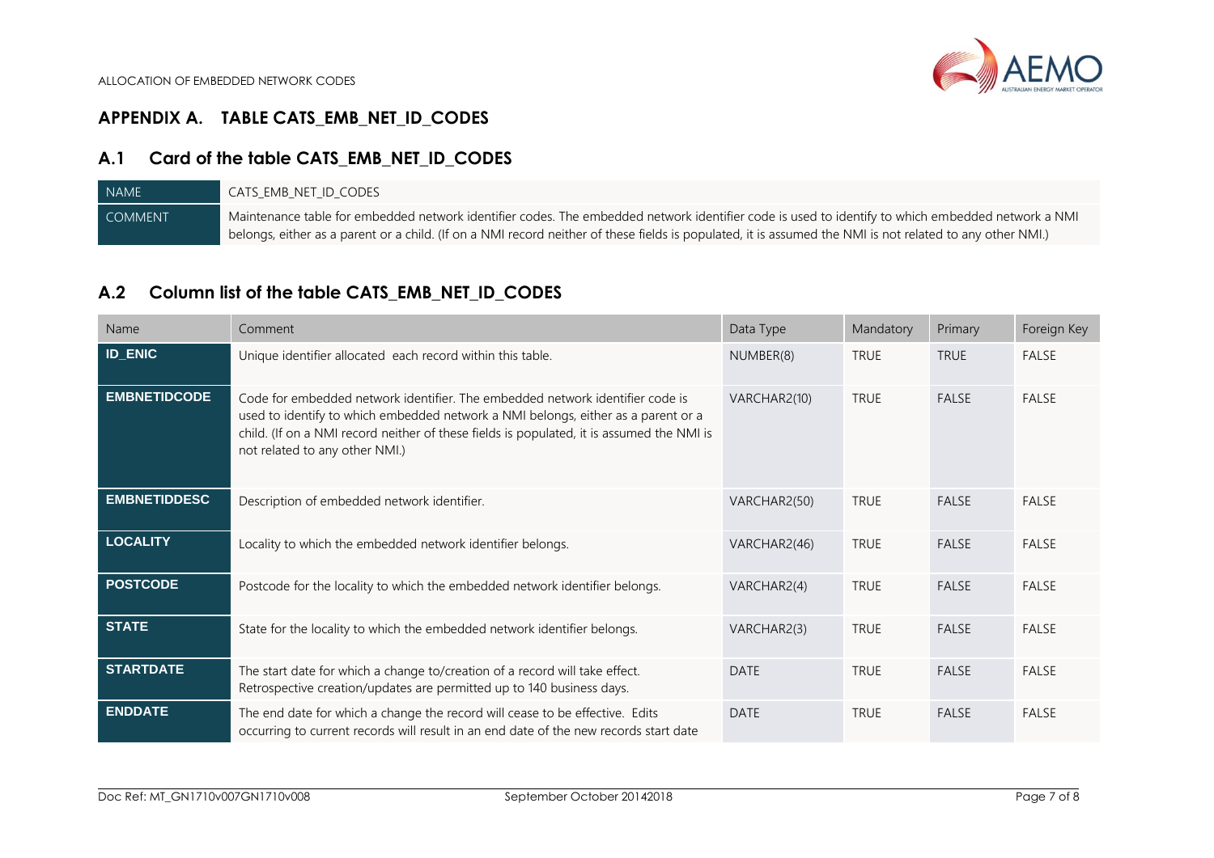## APPENDIX A. TABLE CATS_EMB_NET_ID_CODES

### A.1 Card of the table CATS_EMB_NET_ID_CODES

| NAME | CATS_EMB_NET_ID_CODES |
|---|---|
| COMMENT | Maintenance table for embedded network identifier codes. The embedded network identifier code is used to identify to which embedded network a NMI belongs, either as a parent or a child. (If on a NMI record neither of these fields is populated, it is assumed the NMI is not related to any other NMI.) |

### A.2 Column list of the table CATS_EMB_NET_ID_CODES

| Name | Comment | Data Type | Mandatory | Primary | Foreign Key |
|---|---|---|---|---|---|
| **ID_ENIC** | Unique identifier allocated each record within this table. | NUMBER(8) | TRUE | TRUE | FALSE |
| **EMBNETIDCODE** | Code for embedded network identifier. The embedded network identifier code is used to identify to which embedded network a NMI belongs, either as a parent or a child. (If on a NMI record neither of these fields is populated, it is assumed the NMI is not related to any other NMI.) | VARCHAR2(10) | TRUE | FALSE | FALSE |
| **EMBNETIDDESC** | Description of embedded network identifier. | VARCHAR2(50) | TRUE | FALSE | FALSE |
| **LOCALITY** | Locality to which the embedded network identifier belongs. | VARCHAR2(46) | TRUE | FALSE | FALSE |
| **POSTCODE** | Postcode for the locality to which the embedded network identifier belongs. | VARCHAR2(4) | TRUE | FALSE | FALSE |
| **STATE** | State for the locality to which the embedded network identifier belongs. | VARCHAR2(3) | TRUE | FALSE | FALSE |
| **STARTDATE** | The start date for which a change to/creation of a record will take effect. Retrospective creation/updates are permitted up to 140 business days. | DATE | TRUE | FALSE | FALSE |
| **ENDDATE** | The end date for which a change the record will cease to be effective. Edits occurring to current records will result in an end date of the new records start date | DATE | TRUE | FALSE | FALSE |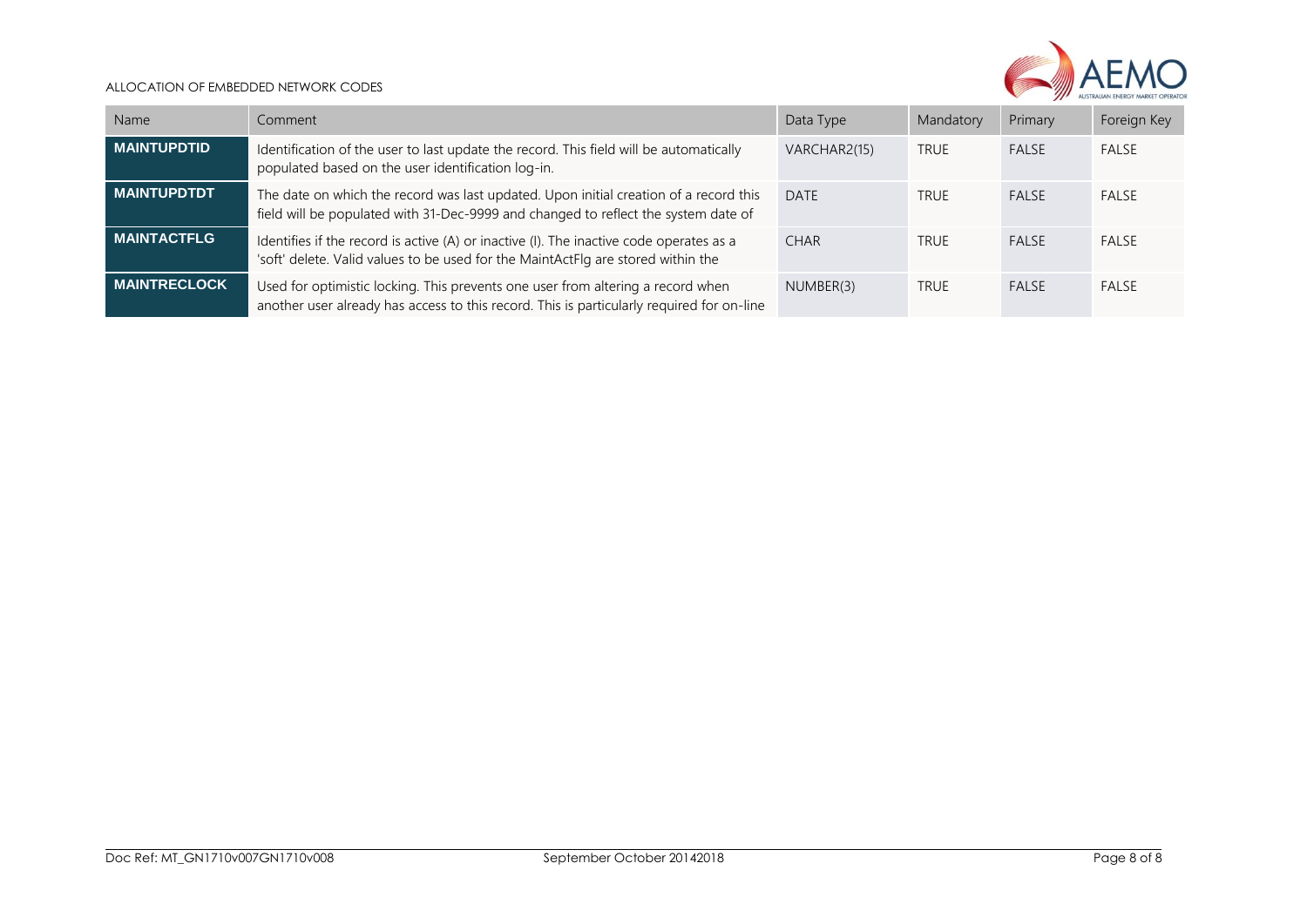| Name | Comment | Data Type | Mandatory | Primary | Foreign Key |
|---|---|---|---|---|---|
| **MAINTUPDTID** | Identification of the user to last update the record. This field will be automatically populated based on the user identification log-in. | VARCHAR2(15) | TRUE | FALSE | FALSE |
| **MAINTUPDTDT** | The date on which the record was last updated. Upon initial creation of a record this field will be populated with 31-Dec-9999 and changed to reflect the system date of | DATE | TRUE | FALSE | FALSE |
| **MAINTACTFLG** | Identifies if the record is active (A) or inactive (I). The inactive code operates as a 'soft' delete. Valid values to be used for the MaintActFlg are stored within the | CHAR | TRUE | FALSE | FALSE |
| **MAINTRECLOCK** | Used for optimistic locking. This prevents one user from altering a record when another user already has access to this record. This is particularly required for on-line | NUMBER(3) | TRUE | FALSE | FALSE |